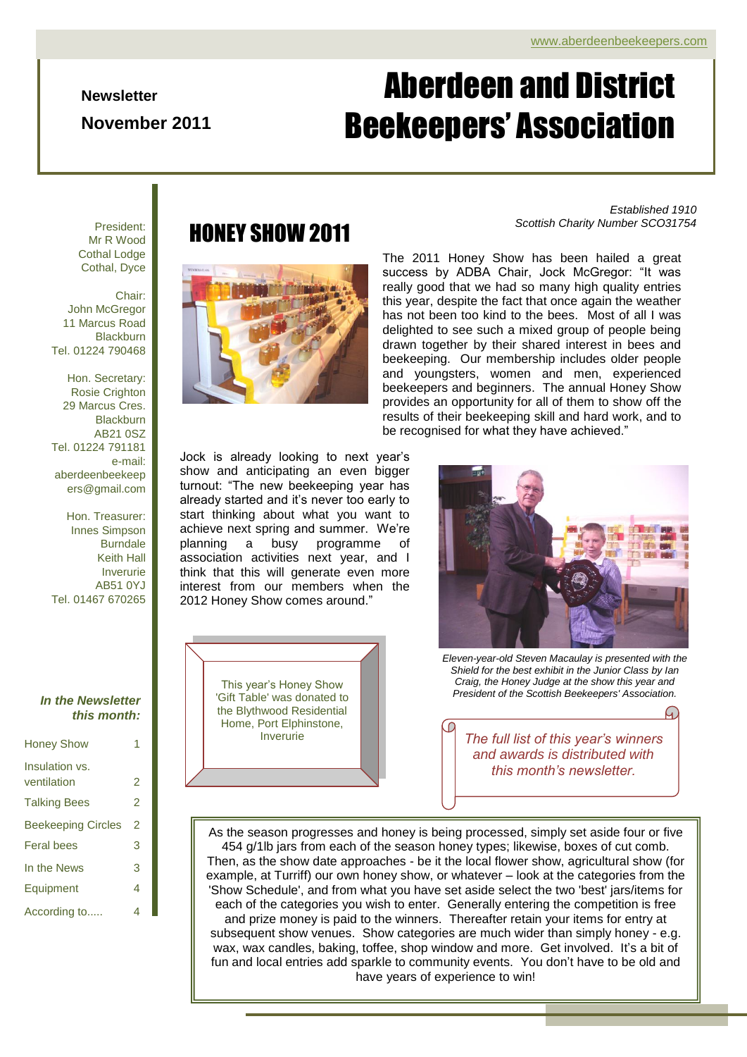# Aberdeen and District Beekeepers' Association

**Newsletter**

**November 2011**

www.aberdeenbeekeepers.com

*Established 1910*
*Scottish Charity Number SCO31754*

President:
Mr R Wood
Cothal Lodge
Cothal, Dyce

Chair:
John McGregor
11 Marcus Road
Blackburn
Tel. 01224 790468

Hon. Secretary:
Rosie Crighton
29 Marcus Cres.
Blackburn
AB21 0SZ
Tel. 01224 791181
e-mail:
aberdeenbeekeepers@gmail.com

Hon. Treasurer:
Innes Simpson
Burndale
Keith Hall
Inverurie
AB51 0YJ
Tel. 01467 670265

***In the Newsletter this month:***

| | |
|---|---|
| Honey Show | 1 |
| Insulation vs. ventilation | 2 |
| Talking Bees | 2 |
| Beekeeping Circles | 2 |
| Feral bees | 3 |
| In the News | 3 |
| Equipment | 4 |
| According to..... | 4 |

## HONEY SHOW 2011

The 2011 Honey Show has been hailed a great success by ADBA Chair, Jock McGregor: "It was really good that we had so many high quality entries this year, despite the fact that once again the weather has not been too kind to the bees. Most of all I was delighted to see such a mixed group of people being drawn together by their shared interest in bees and beekeeping. Our membership includes older people and youngsters, women and men, experienced beekeepers and beginners. The annual Honey Show provides an opportunity for all of them to show off the results of their beekeeping skill and hard work, and to be recognised for what they have achieved."

Jock is already looking to next year's show and anticipating an even bigger turnout: "The new beekeeping year has already started and it's never too early to start thinking about what you want to achieve next spring and summer. We're planning a busy programme of association activities next year, and I think that this will generate even more interest from our members when the 2012 Honey Show comes around."

*Eleven-year-old Steven Macaulay is presented with the Shield for the best exhibit in the Junior Class by Ian Craig, the Honey Judge at the show this year and President of the Scottish Beekeepers' Association.*

This year's Honey Show 'Gift Table' was donated to the Blythwood Residential Home, Port Elphinstone, Inverurie

*The full list of this year's winners and awards is distributed with this month's newsletter.*

As the season progresses and honey is being processed, simply set aside four or five 454 g/1lb jars from each of the season honey types; likewise, boxes of cut comb. Then, as the show date approaches - be it the local flower show, agricultural show (for example, at Turriff) our own honey show, or whatever – look at the categories from the 'Show Schedule', and from what you have set aside select the two 'best' jars/items for each of the categories you wish to enter. Generally entering the competition is free and prize money is paid to the winners. Thereafter retain your items for entry at subsequent show venues. Show categories are much wider than simply honey - e.g. wax, wax candles, baking, toffee, shop window and more. Get involved. It's a bit of fun and local entries add sparkle to community events. You don't have to be old and have years of experience to win!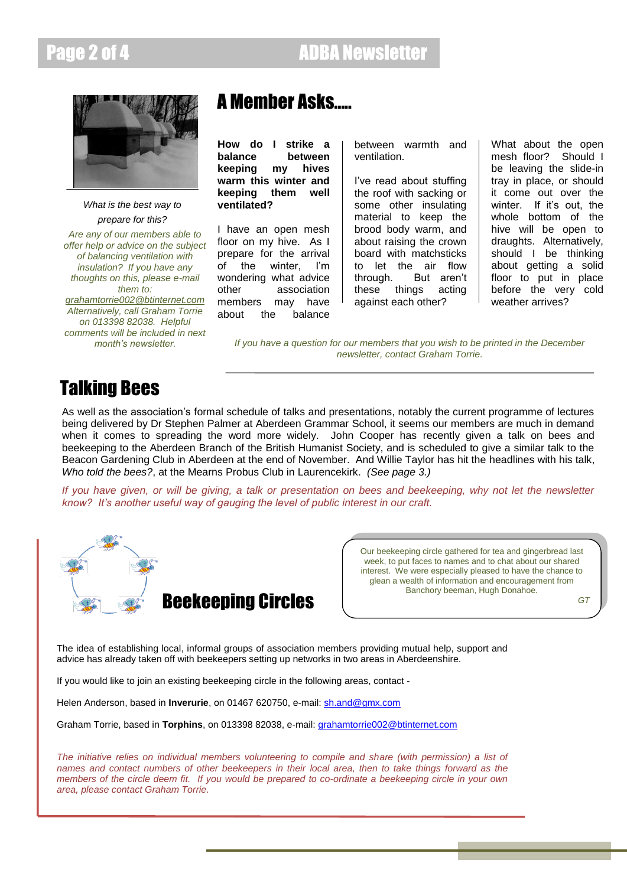*What is the best way to prepare for this?*

*Are any of our members able to offer help or advice on the subject of balancing ventilation with insulation? If you have any thoughts on this, please e-mail them to: grahamtorrie002@btinternet.com Alternatively, call Graham Torrie on 013398 82038. Helpful comments will be included in next month's newsletter.*

## A Member Asks.....

**How do I strike a balance between keeping my hives warm this winter and keeping them well ventilated?**

I have an open mesh floor on my hive. As I prepare for the arrival of the winter, I'm wondering what advice other association members may have about the balance between warmth and ventilation.

I've read about stuffing the roof with sacking or some other insulating material to keep the brood body warm, and about raising the crown board with matchsticks to let the air flow through. But aren't these things acting against each other?

What about the open mesh floor? Should I be leaving the slide-in tray in place, or should it come out over the winter. If it's out, the whole bottom of the hive will be open to draughts. Alternatively, should I be thinking about getting a solid floor to put in place before the very cold weather arrives?

*If you have a question for our members that you wish to be printed in the December newsletter, contact Graham Torrie.*

## Talking Bees

As well as the association's formal schedule of talks and presentations, notably the current programme of lectures being delivered by Dr Stephen Palmer at Aberdeen Grammar School, it seems our members are much in demand when it comes to spreading the word more widely. John Cooper has recently given a talk on bees and beekeeping to the Aberdeen Branch of the British Humanist Society, and is scheduled to give a similar talk to the Beacon Gardening Club in Aberdeen at the end of November. And Willie Taylor has hit the headlines with his talk, *Who told the bees?*, at the Mearns Probus Club in Laurencekirk. *(See page 3.)*

*If you have given, or will be giving, a talk or presentation on bees and beekeeping, why not let the newsletter know? It's another useful way of gauging the level of public interest in our craft.*

## Beekeeping Circles

Our beekeeping circle gathered for tea and gingerbread last week, to put faces to names and to chat about our shared interest. We were especially pleased to have the chance to glean a wealth of information and encouragement from Banchory beeman, Hugh Donahoe.

*GT*

The idea of establishing local, informal groups of association members providing mutual help, support and advice has already taken off with beekeepers setting up networks in two areas in Aberdeenshire.

If you would like to join an existing beekeeping circle in the following areas, contact -

Helen Anderson, based in **Inverurie**, on 01467 620750, e-mail: sh.and@gmx.com

Graham Torrie, based in **Torphins**, on 013398 82038, e-mail: grahamtorrie002@btinternet.com

*The initiative relies on individual members volunteering to compile and share (with permission) a list of names and contact numbers of other beekeepers in their local area, then to take things forward as the members of the circle deem fit. If you would be prepared to co-ordinate a beekeeping circle in your own area, please contact Graham Torrie.*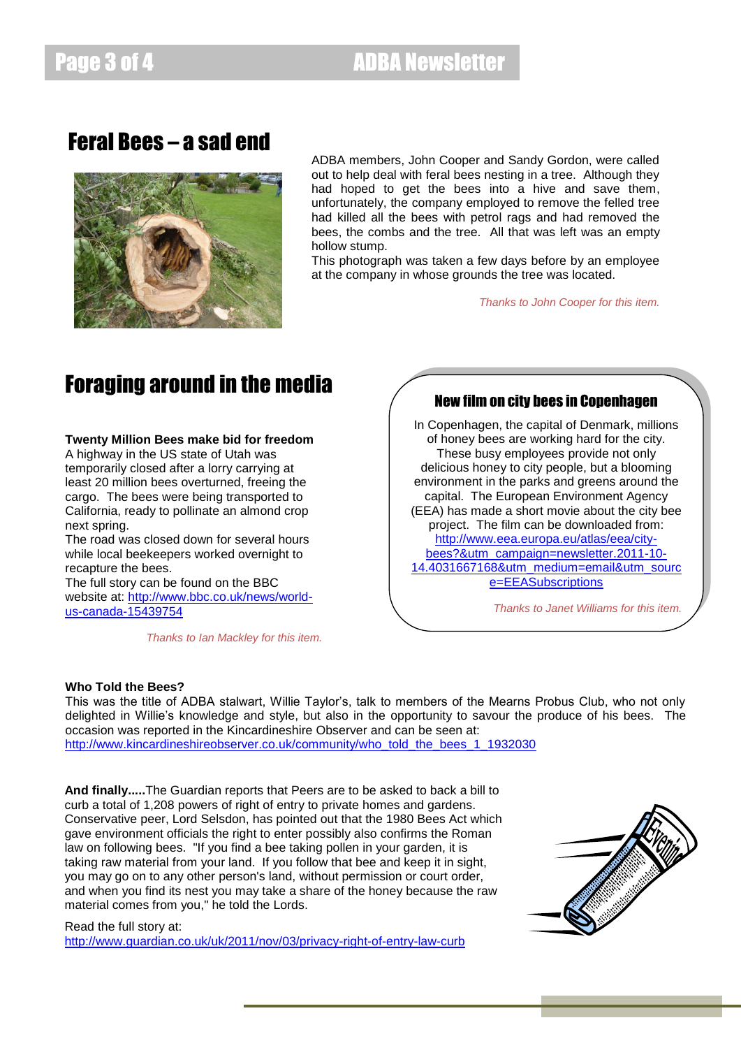## Feral Bees – a sad end

ADBA members, John Cooper and Sandy Gordon, were called out to help deal with feral bees nesting in a tree. Although they had hoped to get the bees into a hive and save them, unfortunately, the company employed to remove the felled tree had killed all the bees with petrol rags and had removed the bees, the combs and the tree. All that was left was an empty hollow stump.

This photograph was taken a few days before by an employee at the company in whose grounds the tree was located.

*Thanks to John Cooper for this item.*

## Foraging around in the media

**Twenty Million Bees make bid for freedom**

A highway in the US state of Utah was temporarily closed after a lorry carrying at least 20 million bees overturned, freeing the cargo. The bees were being transported to California, ready to pollinate an almond crop next spring.

The road was closed down for several hours while local beekeepers worked overnight to recapture the bees.

The full story can be found on the BBC website at: http://www.bbc.co.uk/news/world-us-canada-15439754

*Thanks to Ian Mackley for this item.*

### New film on city bees in Copenhagen

In Copenhagen, the capital of Denmark, millions of honey bees are working hard for the city. These busy employees provide not only delicious honey to city people, but a blooming environment in the parks and greens around the capital. The European Environment Agency (EEA) has made a short movie about the city bee project. The film can be downloaded from: http://www.eea.europa.eu/atlas/eea/city-bees?&utm_campaign=newsletter.2011-10-14.4031667168&utm_medium=email&utm_source=EEASubscriptions

*Thanks to Janet Williams for this item.*

**Who Told the Bees?**

This was the title of ADBA stalwart, Willie Taylor's, talk to members of the Mearns Probus Club, who not only delighted in Willie's knowledge and style, but also in the opportunity to savour the produce of his bees. The occasion was reported in the Kincardineshire Observer and can be seen at: http://www.kincardineshireobserver.co.uk/community/who_told_the_bees_1_1932030

**And finally.....** The Guardian reports that Peers are to be asked to back a bill to curb a total of 1,208 powers of right of entry to private homes and gardens. Conservative peer, Lord Selsdon, has pointed out that the 1980 Bees Act which gave environment officials the right to enter possibly also confirms the Roman law on following bees. "If you find a bee taking pollen in your garden, it is taking raw material from your land. If you follow that bee and keep it in sight, you may go on to any other person's land, without permission or court order, and when you find its nest you may take a share of the honey because the raw material comes from you," he told the Lords.

Read the full story at: http://www.guardian.co.uk/uk/2011/nov/03/privacy-right-of-entry-law-curb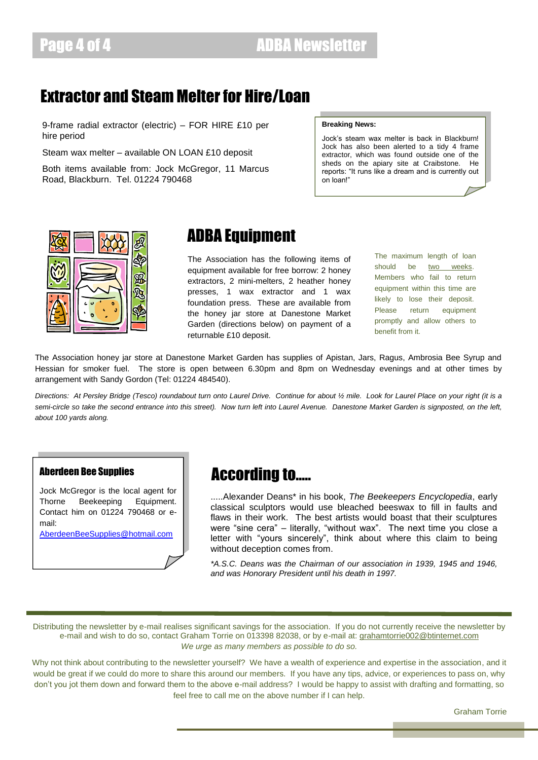## Extractor and Steam Melter for Hire/Loan

9-frame radial extractor (electric) – FOR HIRE £10 per hire period

Steam wax melter – available ON LOAN £10 deposit

Both items available from: Jock McGregor, 11 Marcus Road, Blackburn. Tel. 01224 790468

**Breaking News:**

Jock's steam wax melter is back in Blackburn! Jock has also been alerted to a tidy 4 frame extractor, which was found outside one of the sheds on the apiary site at Craibstone. He reports: "It runs like a dream and is currently out on loan!"

## ADBA Equipment

The Association has the following items of equipment available for free borrow: 2 honey extractors, 2 mini-melters, 2 heather honey presses, 1 wax extractor and 1 wax foundation press. These are available from the honey jar store at Danestone Market Garden (directions below) on payment of a returnable £10 deposit.

The maximum length of loan should be two weeks. Members who fail to return equipment within this time are likely to lose their deposit. Please return equipment promptly and allow others to benefit from it.

The Association honey jar store at Danestone Market Garden has supplies of Apistan, Jars, Ragus, Ambrosia Bee Syrup and Hessian for smoker fuel. The store is open between 6.30pm and 8pm on Wednesday evenings and at other times by arrangement with Sandy Gordon (Tel: 01224 484540).

*Directions: At Persley Bridge (Tesco) roundabout turn onto Laurel Drive. Continue for about ½ mile. Look for Laurel Place on your right (it is a semi-circle so take the second entrance into this street). Now turn left into Laurel Avenue. Danestone Market Garden is signposted, on the left, about 100 yards along.*

### Aberdeen Bee Supplies

Jock McGregor is the local agent for Thorne Beekeeping Equipment. Contact him on 01224 790468 or e-mail: AberdeenBeeSupplies@hotmail.com

## According to.....

.....Alexander Deans* in his book, *The Beekeepers Encyclopedia*, early classical sculptors would use bleached beeswax to fill in faults and flaws in their work. The best artists would boast that their sculptures were "sine cera" – literally, "without wax". The next time you close a letter with "yours sincerely", think about where this claim to being without deception comes from.

**A.S.C. Deans was the Chairman of our association in 1939, 1945 and 1946, and was Honorary President until his death in 1997.*

---

Distributing the newsletter by e-mail realises significant savings for the association. If you do not currently receive the newsletter by e-mail and wish to do so, contact Graham Torrie on 013398 82038, or by e-mail at: grahamtorrie002@btinternet.com
*We urge as many members as possible to do so.*

Why not think about contributing to the newsletter yourself? We have a wealth of experience and expertise in the association, and it would be great if we could do more to share this around our members. If you have any tips, advice, or experiences to pass on, why don't you jot them down and forward them to the above e-mail address? I would be happy to assist with drafting and formatting, so feel free to call me on the above number if I can help.

Graham Torrie